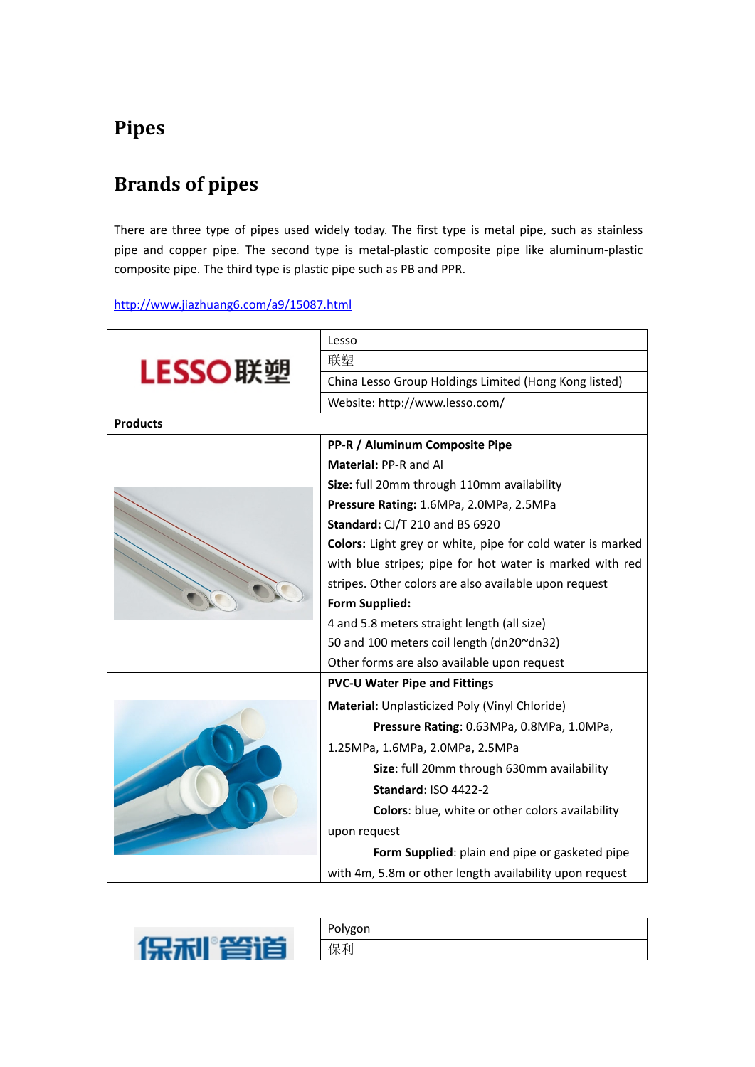# Pipes

## Brands of pipes

There are three type of pipes used widely today. The first type is metal pipe, such as stainless pipe and copper pipe. The second type is metal-plastic composite pipe like aluminum-plastic composite pipe. The third type is plastic pipe such as PB and PPR.

http://www.jiazhuang6.com/a9/15087.html

| LESSO联塑 | Lesso |
|---|---|
| | 联塑 |
| | China Lesso Group Holdings Limited (Hong Kong listed) |
| | Website: http://www.lesso.com/ |
| **Products** | |
| | **PP-R / Aluminum Composite Pipe** |
| | **Material:** PP-R and Al<br>**Size:** full 20mm through 110mm availability<br>**Pressure Rating:** 1.6MPa, 2.0MPa, 2.5MPa<br>**Standard:** CJ/T 210 and BS 6920<br>**Colors:** Light grey or white, pipe for cold water is marked with blue stripes; pipe for hot water is marked with red stripes. Other colors are also available upon request<br>**Form Supplied:**<br>4 and 5.8 meters straight length (all size)<br>50 and 100 meters coil length (dn20~dn32)<br>Other forms are also available upon request |
| | **PVC-U Water Pipe and Fittings** |
| | **Material**: Unplasticized Poly (Vinyl Chloride)<br>**Pressure Rating**: 0.63MPa, 0.8MPa, 1.0MPa, 1.25MPa, 1.6MPa, 2.0MPa, 2.5MPa<br>**Size**: full 20mm through 630mm availability<br>**Standard**: ISO 4422-2<br>**Colors**: blue, white or other colors availability upon request<br>**Form Supplied**: plain end pipe or gasketed pipe with 4m, 5.8m or other length availability upon request |

| 保利管道 | Polygon |
|---|---|
| | 保利 |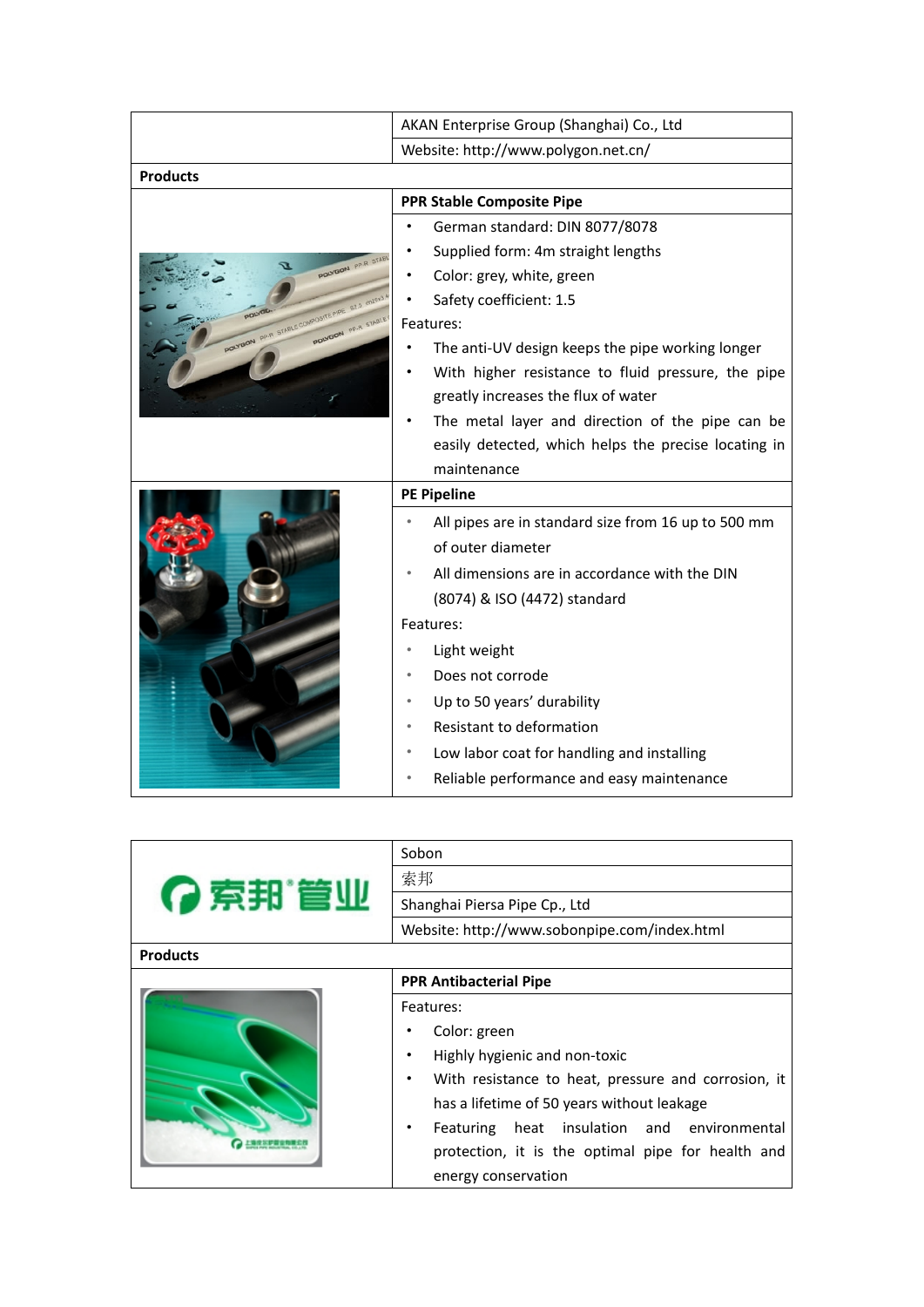| | AKAN Enterprise Group (Shanghai) Co., Ltd |
|---|---|
| | Website: http://www.polygon.net.cn/ |
| **Products** | |
| | **PPR Stable Composite Pipe** |
| | • German standard: DIN 8077/8078<br>• Supplied form: 4m straight lengths<br>• Color: grey, white, green<br>• Safety coefficient: 1.5<br>Features:<br>• The anti-UV design keeps the pipe working longer<br>• With higher resistance to fluid pressure, the pipe greatly increases the flux of water<br>• The metal layer and direction of the pipe can be easily detected, which helps the precise locating in maintenance |
| | **PE Pipeline** |
| | • All pipes are in standard size from 16 up to 500 mm of outer diameter<br>• All dimensions are in accordance with the DIN (8074) & ISO (4472) standard<br>Features:<br>• Light weight<br>• Does not corrode<br>• Up to 50 years' durability<br>• Resistant to deformation<br>• Low labor coat for handling and installing<br>• Reliable performance and easy maintenance |

| 索邦管业 | Sobon |
|---|---|
| | 索邦 |
| | Shanghai Piersa Pipe Cp., Ltd |
| | Website: http://www.sobonpipe.com/index.html |
| **Products** | |
| | **PPR Antibacterial Pipe** |
| | Features:<br>• Color: green<br>• Highly hygienic and non-toxic<br>• With resistance to heat, pressure and corrosion, it has a lifetime of 50 years without leakage<br>• Featuring heat insulation and environmental protection, it is the optimal pipe for health and energy conservation |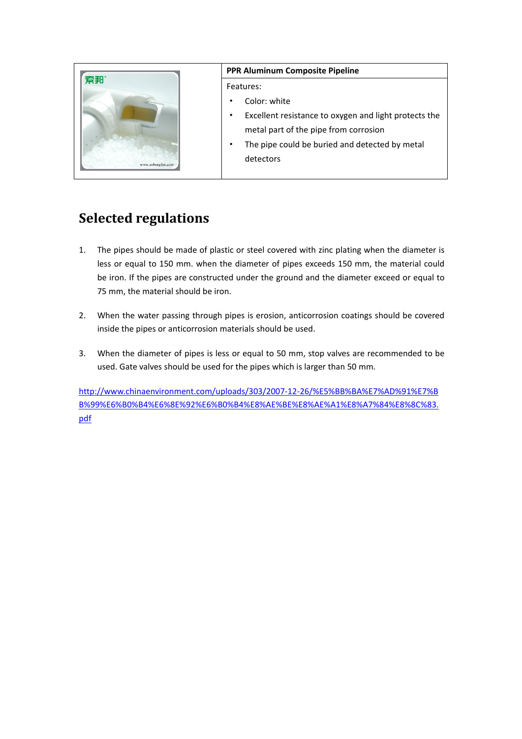| | PPR Aluminum Composite Pipeline |
|---|---|
| | Features:<br>• Color: white<br>• Excellent resistance to oxygen and light protects the metal part of the pipe from corrosion<br>• The pipe could be buried and detected by metal detectors |

## Selected regulations

1. The pipes should be made of plastic or steel covered with zinc plating when the diameter is less or equal to 150 mm. when the diameter of pipes exceeds 150 mm, the material could be iron. If the pipes are constructed under the ground and the diameter exceed or equal to 75 mm, the material should be iron.

2. When the water passing through pipes is erosion, anticorrosion coatings should be covered inside the pipes or anticorrosion materials should be used.

3. When the diameter of pipes is less or equal to 50 mm, stop valves are recommended to be used. Gate valves should be used for the pipes which is larger than 50 mm.

http://www.chinaenvironment.com/uploads/303/2007-12-26/%E5%BB%BA%E7%AD%91%E7%BB%99%E6%B0%B4%E6%8E%92%E6%B0%B4%E8%AE%BE%E8%AE%A1%E8%A7%84%E8%8C%83.pdf